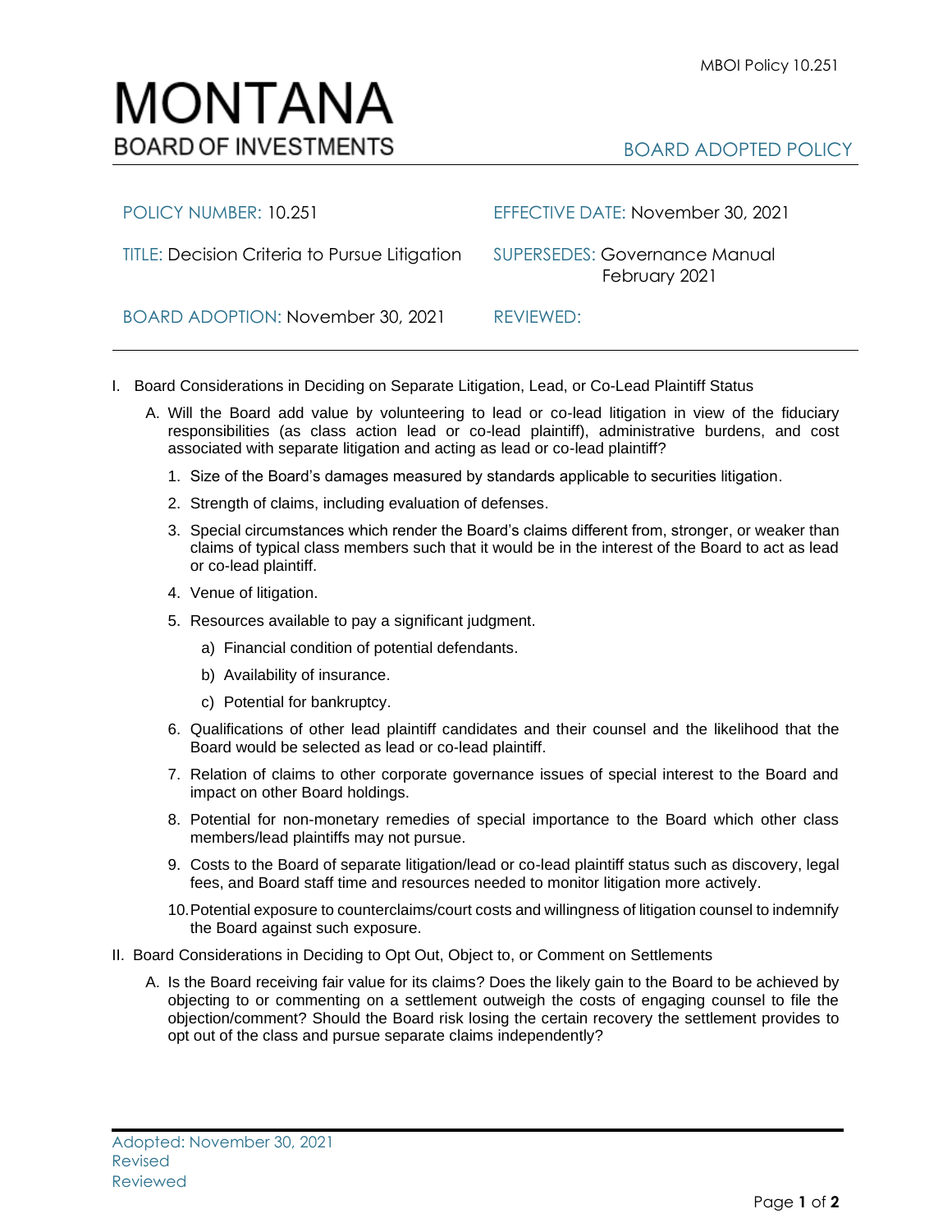# MONTANA
## BOARD OF INVESTMENTS

BOARD ADOPTED POLICY

| | |
|---|---|
| POLICY NUMBER: 10.251 | EFFECTIVE DATE: November 30, 2021 |
| TITLE: Decision Criteria to Pursue Litigation | SUPERSEDES: Governance Manual February 2021 |
| BOARD ADOPTION: November 30, 2021 | REVIEWED: |

I. Board Considerations in Deciding on Separate Litigation, Lead, or Co-Lead Plaintiff Status

   A. Will the Board add value by volunteering to lead or co-lead litigation in view of the fiduciary responsibilities (as class action lead or co-lead plaintiff), administrative burdens, and cost associated with separate litigation and acting as lead or co-lead plaintiff?

      1. Size of the Board's damages measured by standards applicable to securities litigation.
      2. Strength of claims, including evaluation of defenses.
      3. Special circumstances which render the Board's claims different from, stronger, or weaker than claims of typical class members such that it would be in the interest of the Board to act as lead or co-lead plaintiff.
      4. Venue of litigation.
      5. Resources available to pay a significant judgment.
         a) Financial condition of potential defendants.
         b) Availability of insurance.
         c) Potential for bankruptcy.
      6. Qualifications of other lead plaintiff candidates and their counsel and the likelihood that the Board would be selected as lead or co-lead plaintiff.
      7. Relation of claims to other corporate governance issues of special interest to the Board and impact on other Board holdings.
      8. Potential for non-monetary remedies of special importance to the Board which other class members/lead plaintiffs may not pursue.
      9. Costs to the Board of separate litigation/lead or co-lead plaintiff status such as discovery, legal fees, and Board staff time and resources needed to monitor litigation more actively.
      10. Potential exposure to counterclaims/court costs and willingness of litigation counsel to indemnify the Board against such exposure.

II. Board Considerations in Deciding to Opt Out, Object to, or Comment on Settlements

   A. Is the Board receiving fair value for its claims? Does the likely gain to the Board to be achieved by objecting to or commenting on a settlement outweigh the costs of engaging counsel to file the objection/comment? Should the Board risk losing the certain recovery the settlement provides to opt out of the class and pursue separate claims independently?

Adopted: November 30, 2021
Revised
Reviewed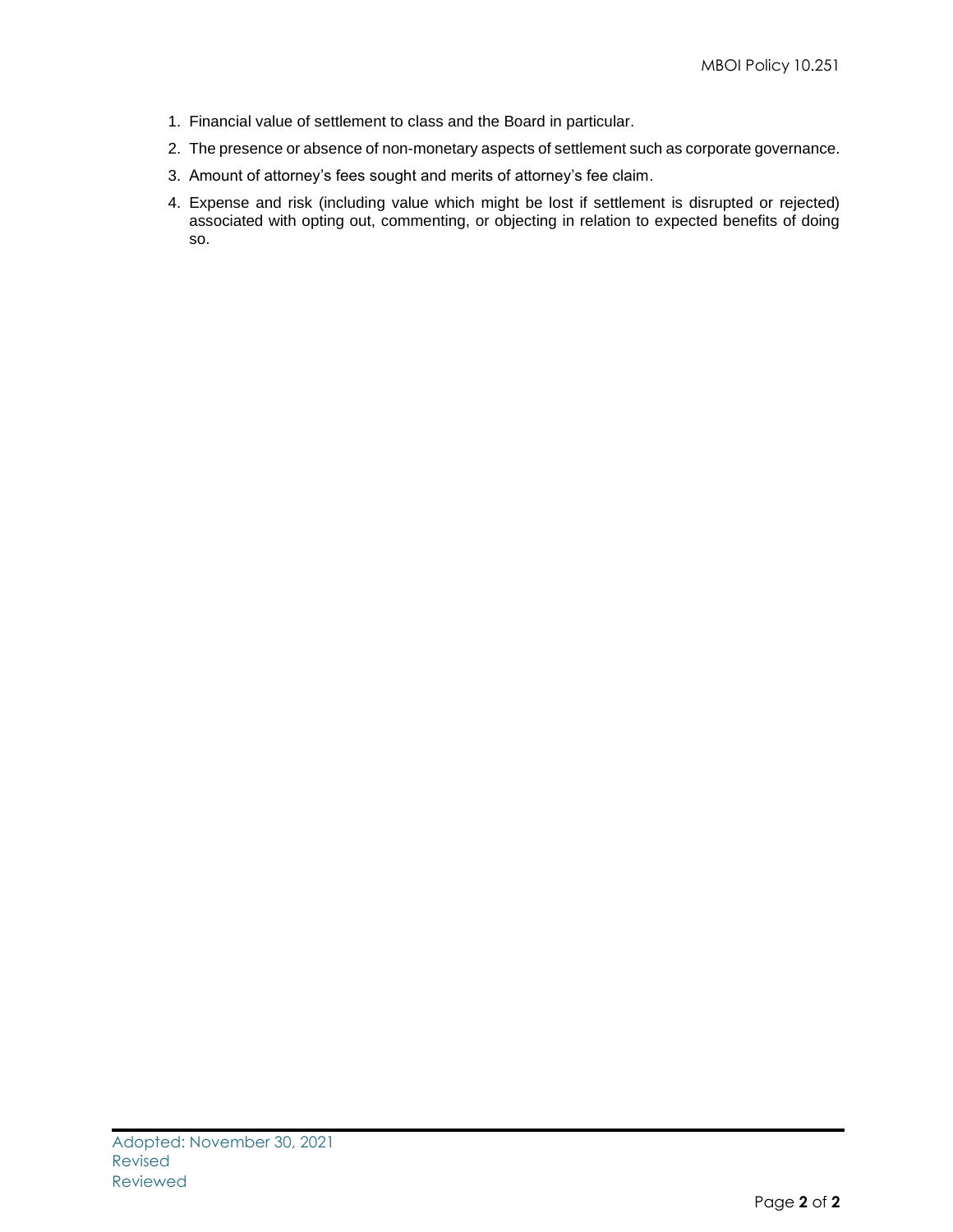1. Financial value of settlement to class and the Board in particular.
2. The presence or absence of non-monetary aspects of settlement such as corporate governance.
3. Amount of attorney's fees sought and merits of attorney's fee claim.
4. Expense and risk (including value which might be lost if settlement is disrupted or rejected) associated with opting out, commenting, or objecting in relation to expected benefits of doing so.

Adopted: November 30, 2021
Revised
Reviewed